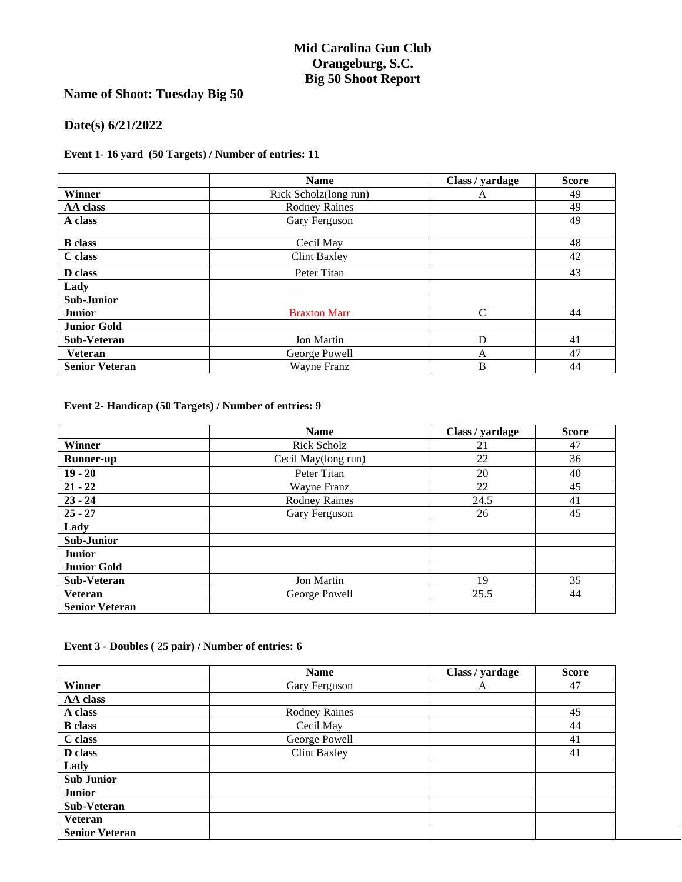# Mid Carolina Gun Club
# Orangeburg, S.C.
# Big 50 Shoot Report

## Name of Shoot: Tuesday Big 50

## Date(s) 6/21/2022

### Event 1- 16 yard (50 Targets) / Number of entries: 11

| | Name | Class / yardage | Score |
|---|---|---|---|
| **Winner** | Rick Scholz(long run) | A | 49 |
| **AA class** | Rodney Raines | | 49 |
| **A class** | Gary Ferguson | | 49 |
| **B class** | Cecil May | | 48 |
| **C class** | Clint Baxley | | 42 |
| **D class** | Peter Titan | | 43 |
| **Lady** | | | |
| **Sub-Junior** | | | |
| **Junior** | Braxton Marr | C | 44 |
| **Junior Gold** | | | |
| **Sub-Veteran** | Jon Martin | D | 41 |
| **Veteran** | George Powell | A | 47 |
| **Senior Veteran** | Wayne Franz | B | 44 |

### Event 2- Handicap (50 Targets) / Number of entries: 9

| | Name | Class / yardage | Score |
|---|---|---|---|
| **Winner** | Rick Scholz | 21 | 47 |
| **Runner-up** | Cecil May(long run) | 22 | 36 |
| **19 - 20** | Peter Titan | 20 | 40 |
| **21 - 22** | Wayne Franz | 22 | 45 |
| **23 - 24** | Rodney Raines | 24.5 | 41 |
| **25 - 27** | Gary Ferguson | 26 | 45 |
| **Lady** | | | |
| **Sub-Junior** | | | |
| **Junior** | | | |
| **Junior Gold** | | | |
| **Sub-Veteran** | Jon Martin | 19 | 35 |
| **Veteran** | George Powell | 25.5 | 44 |
| **Senior Veteran** | | | |

### Event 3 - Doubles ( 25 pair) / Number of entries: 6

| | Name | Class / yardage | Score |
|---|---|---|---|
| **Winner** | Gary Ferguson | A | 47 |
| **AA class** | | | |
| **A class** | Rodney Raines | | 45 |
| **B class** | Cecil May | | 44 |
| **C class** | George Powell | | 41 |
| **D class** | Clint Baxley | | 41 |
| **Lady** | | | |
| **Sub Junior** | | | |
| **Junior** | | | |
| **Sub-Veteran** | | | |
| **Veteran** | | | |
| **Senior Veteran** | | | |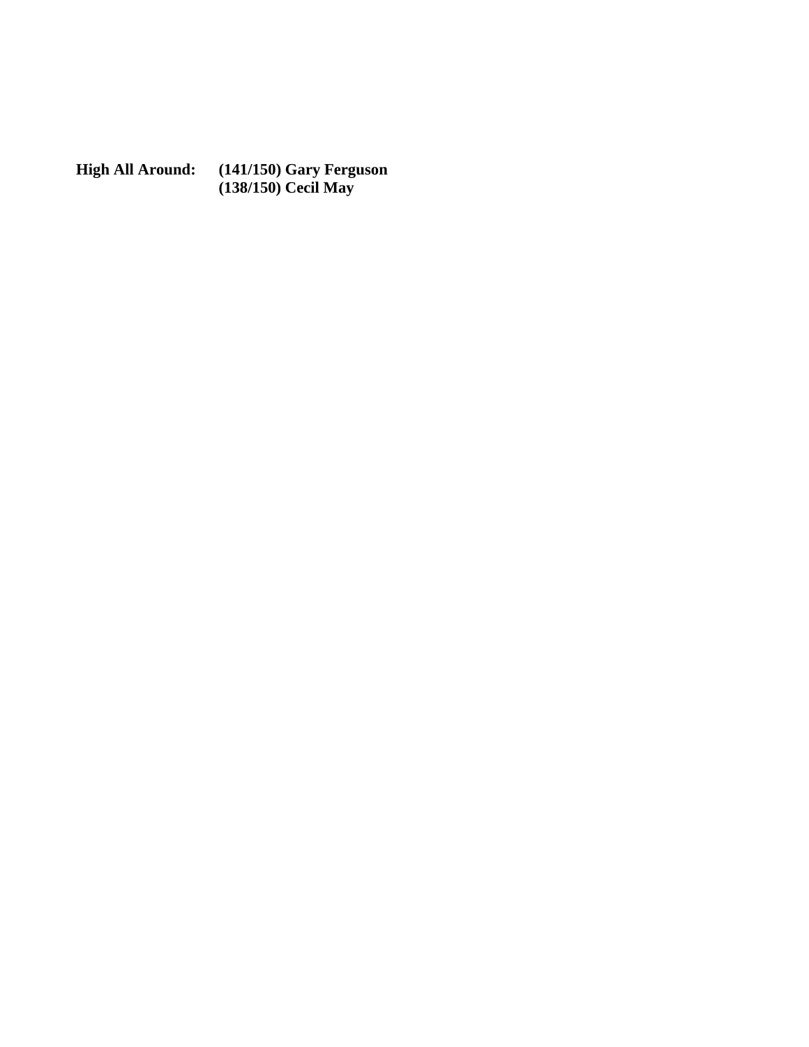**High All Around:** **(141/150) Gary Ferguson**
**(138/150) Cecil May**